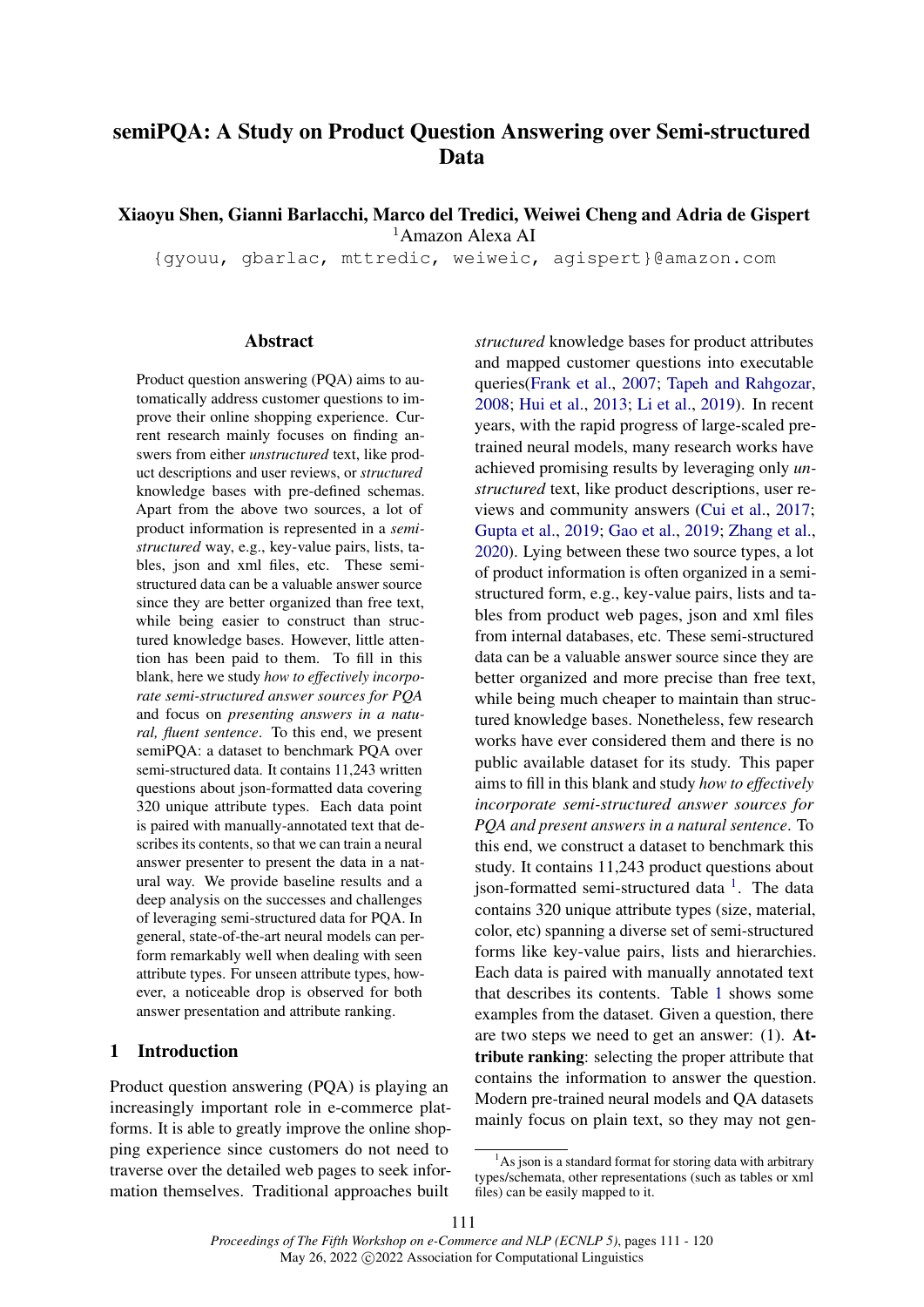# semiPQA: A Study on Product Question Answering over Semi-structured Data

**Xiaoyu Shen, Gianni Barlacchi, Marco del Tredici, Weiwei Cheng and Adria de Gispert**
[1]Amazon Alexa AI
{gyouu, gbarlac, mttredic, weiweic, agispert}@amazon.com

## Abstract

Product question answering (PQA) aims to automatically address customer questions to improve their online shopping experience. Current research mainly focuses on finding answers from either *unstructured* text, like product descriptions and user reviews, or *structured* knowledge bases with pre-defined schemas. Apart from the above two sources, a lot of product information is represented in a *semi-structured* way, e.g., key-value pairs, lists, tables, json and xml files, etc. These semi-structured data can be a valuable answer source since they are better organized than free text, while being easier to construct than structured knowledge bases. However, little attention has been paid to them. To fill in this blank, here we study *how to effectively incorporate semi-structured answer sources for PQA* and focus on *presenting answers in a natural, fluent sentence*. To this end, we present semiPQA: a dataset to benchmark PQA over semi-structured data. It contains 11,243 written questions about json-formatted data covering 320 unique attribute types. Each data point is paired with manually-annotated text that describes its contents, so that we can train a neural answer presenter to present the data in a natural way. We provide baseline results and a deep analysis on the successes and challenges of leveraging semi-structured data for PQA. In general, state-of-the-art neural models can perform remarkably well when dealing with seen attribute types. For unseen attribute types, however, a noticeable drop is observed for both answer presentation and attribute ranking.

## 1 Introduction

Product question answering (PQA) is playing an increasingly important role in e-commerce platforms. It is able to greatly improve the online shopping experience since customers do not need to traverse over the detailed web pages to seek information themselves. Traditional approaches built *structured* knowledge bases for product attributes and mapped customer questions into executable queries(Frank et al., 2007; Tapeh and Rahgozar, 2008; Hui et al., 2013; Li et al., 2019). In recent years, with the rapid progress of large-scaled pre-trained neural models, many research works have achieved promising results by leveraging only *unstructured* text, like product descriptions, user reviews and community answers (Cui et al., 2017; Gupta et al., 2019; Gao et al., 2019; Zhang et al., 2020). Lying between these two source types, a lot of product information is often organized in a semi-structured form, e.g., key-value pairs, lists and tables from product web pages, json and xml files from internal databases, etc. These semi-structured data can be a valuable answer source since they are better organized and more precise than free text, while being much cheaper to maintain than structured knowledge bases. Nonetheless, few research works have ever considered them and there is no public available dataset for its study. This paper aims to fill in this blank and study *how to effectively incorporate semi-structured answer sources for PQA and present answers in a natural sentence*. To this end, we construct a dataset to benchmark this study. It contains 11,243 product questions about json-formatted semi-structured data [1]. The data contains 320 unique attribute types (size, material, color, etc) spanning a diverse set of semi-structured forms like key-value pairs, lists and hierarchies. Each data is paired with manually annotated text that describes its contents. Table 1 shows some examples from the dataset. Given a question, there are two steps we need to get an answer: (1). **Attribute ranking**: selecting the proper attribute that contains the information to answer the question. Modern pre-trained neural models and QA datasets mainly focus on plain text, so they may not gen-

[1]As json is a standard format for storing data with arbitrary types/schemata, other representations (such as tables or xml files) can be easily mapped to it.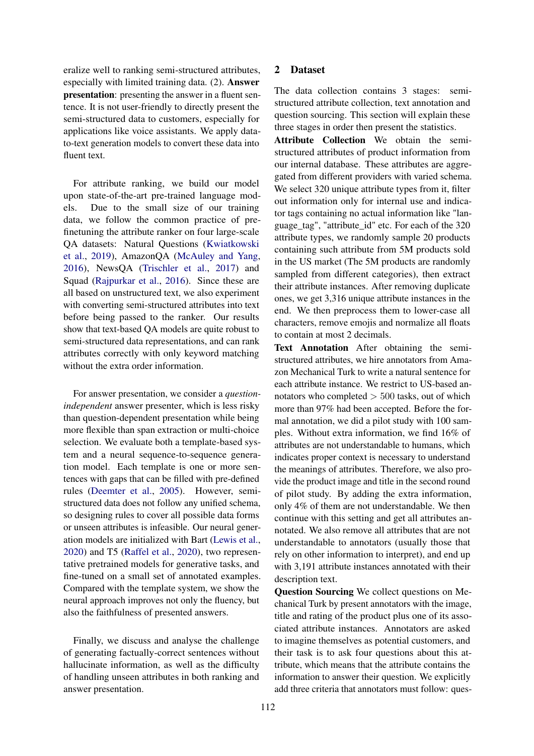eralize well to ranking semi-structured attributes, especially with limited training data. (2). **Answer presentation**: presenting the answer in a fluent sentence. It is not user-friendly to directly present the semi-structured data to customers, especially for applications like voice assistants. We apply data-to-text generation models to convert these data into fluent text.

For attribute ranking, we build our model upon state-of-the-art pre-trained language models. Due to the small size of our training data, we follow the common practice of pre-finetuning the attribute ranker on four large-scale QA datasets: Natural Questions (Kwiatkowski et al., 2019), AmazonQA (McAuley and Yang, 2016), NewsQA (Trischler et al., 2017) and Squad (Rajpurkar et al., 2016). Since these are all based on unstructured text, we also experiment with converting semi-structured attributes into text before being passed to the ranker. Our results show that text-based QA models are quite robust to semi-structured data representations, and can rank attributes correctly with only keyword matching without the extra order information.

For answer presentation, we consider a *question-independent* answer presenter, which is less risky than question-dependent presentation while being more flexible than span extraction or multi-choice selection. We evaluate both a template-based system and a neural sequence-to-sequence generation model. Each template is one or more sentences with gaps that can be filled with pre-defined rules (Deemter et al., 2005). However, semi-structured data does not follow any unified schema, so designing rules to cover all possible data forms or unseen attributes is infeasible. Our neural generation models are initialized with Bart (Lewis et al., 2020) and T5 (Raffel et al., 2020), two representative pretrained models for generative tasks, and fine-tuned on a small set of annotated examples. Compared with the template system, we show the neural approach improves not only the fluency, but also the faithfulness of presented answers.

Finally, we discuss and analyse the challenge of generating factually-correct sentences without hallucinate information, as well as the difficulty of handling unseen attributes in both ranking and answer presentation.

## 2 Dataset

The data collection contains 3 stages: semi-structured attribute collection, text annotation and question sourcing. This section will explain these three stages in order then present the statistics.

**Attribute Collection** We obtain the semi-structured attributes of product information from our internal database. These attributes are aggregated from different providers with varied schema. We select 320 unique attribute types from it, filter out information only for internal use and indicator tags containing no actual information like "language_tag", "attribute_id" etc. For each of the 320 attribute types, we randomly sample 20 products containing such attribute from 5M products sold in the US market (The 5M products are randomly sampled from different categories), then extract their attribute instances. After removing duplicate ones, we get 3,316 unique attribute instances in the end. We then preprocess them to lower-case all characters, remove emojis and normalize all floats to contain at most 2 decimals.

**Text Annotation** After obtaining the semi-structured attributes, we hire annotators from Amazon Mechanical Turk to write a natural sentence for each attribute instance. We restrict to US-based annotators who completed $> 500$ tasks, out of which more than 97% had been accepted. Before the formal annotation, we did a pilot study with 100 samples. Without extra information, we find 16% of attributes are not understandable to humans, which indicates proper context is necessary to understand the meanings of attributes. Therefore, we also provide the product image and title in the second round of pilot study. By adding the extra information, only 4% of them are not understandable. We then continue with this setting and get all attributes annotated. We also remove all attributes that are not understandable to annotators (usually those that rely on other information to interpret), and end up with 3,191 attribute instances annotated with their description text.

**Question Sourcing** We collect questions on Mechanical Turk by present annotators with the image, title and rating of the product plus one of its associated attribute instances. Annotators are asked to imagine themselves as potential customers, and their task is to ask four questions about this attribute, which means that the attribute contains the information to answer their question. We explicitly add three criteria that annotators must follow: ques-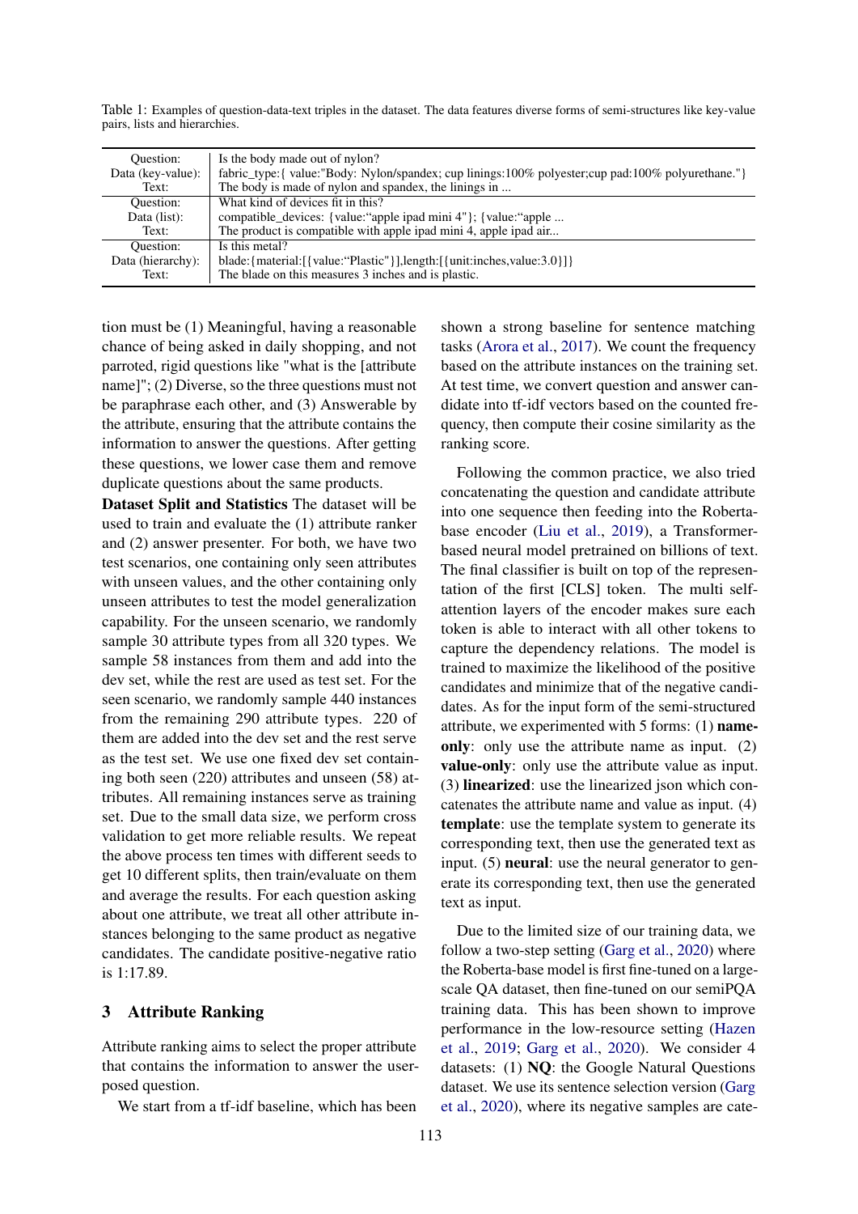Table 1: Examples of question-data-text triples in the dataset. The data features diverse forms of semi-structures like key-value pairs, lists and hierarchies.

| | |
|---|---|
| Question: | Is the body made out of nylon? |
| Data (key-value): | fabric_type:{ value:"Body: Nylon/spandex; cup linings:100% polyester;cup pad:100% polyurethane."} |
| Text: | The body is made of nylon and spandex, the linings in ... |
| Question: | What kind of devices fit in this? |
| Data (list): | compatible_devices: {value:"apple ipad mini 4"}; {value:"apple ... |
| Text: | The product is compatible with apple ipad mini 4, apple ipad air... |
| Question: | Is this metal? |
| Data (hierarchy): | blade:{material:[{value:"Plastic"}],length:[{unit:inches,value:3.0}]} |
| Text: | The blade on this measures 3 inches and is plastic. |

tion must be (1) Meaningful, having a reasonable chance of being asked in daily shopping, and not parroted, rigid questions like "what is the [attribute name]"; (2) Diverse, so the three questions must not be paraphrase each other, and (3) Answerable by the attribute, ensuring that the attribute contains the information to answer the questions. After getting these questions, we lower case them and remove duplicate questions about the same products.

**Dataset Split and Statistics** The dataset will be used to train and evaluate the (1) attribute ranker and (2) answer presenter. For both, we have two test scenarios, one containing only seen attributes with unseen values, and the other containing only unseen attributes to test the model generalization capability. For the unseen scenario, we randomly sample 30 attribute types from all 320 types. We sample 58 instances from them and add into the dev set, while the rest are used as test set. For the seen scenario, we randomly sample 440 instances from the remaining 290 attribute types. 220 of them are added into the dev set and the rest serve as the test set. We use one fixed dev set containing both seen (220) attributes and unseen (58) attributes. All remaining instances serve as training set. Due to the small data size, we perform cross validation to get more reliable results. We repeat the above process ten times with different seeds to get 10 different splits, then train/evaluate on them and average the results. For each question asking about one attribute, we treat all other attribute instances belonging to the same product as negative candidates. The candidate positive-negative ratio is 1:17.89.

## 3 Attribute Ranking

Attribute ranking aims to select the proper attribute that contains the information to answer the user-posed question.

We start from a tf-idf baseline, which has been shown a strong baseline for sentence matching tasks (Arora et al., 2017). We count the frequency based on the attribute instances on the training set. At test time, we convert question and answer candidate into tf-idf vectors based on the counted frequency, then compute their cosine similarity as the ranking score.

Following the common practice, we also tried concatenating the question and candidate attribute into one sequence then feeding into the Roberta-base encoder (Liu et al., 2019), a Transformer-based neural model pretrained on billions of text. The final classifier is built on top of the representation of the first [CLS] token. The multi self-attention layers of the encoder makes sure each token is able to interact with all other tokens to capture the dependency relations. The model is trained to maximize the likelihood of the positive candidates and minimize that of the negative candidates. As for the input form of the semi-structured attribute, we experimented with 5 forms: (1) **name-only**: only use the attribute name as input. (2) **value-only**: only use the attribute value as input. (3) **linearized**: use the linearized json which concatenates the attribute name and value as input. (4) **template**: use the template system to generate its corresponding text, then use the generated text as input. (5) **neural**: use the neural generator to generate its corresponding text, then use the generated text as input.

Due to the limited size of our training data, we follow a two-step setting (Garg et al., 2020) where the Roberta-base model is first fine-tuned on a large-scale QA dataset, then fine-tuned on our semiPQA training data. This has been shown to improve performance in the low-resource setting (Hazen et al., 2019; Garg et al., 2020). We consider 4 datasets: (1) **NQ**: the Google Natural Questions dataset. We use its sentence selection version (Garg et al., 2020), where its negative samples are cate-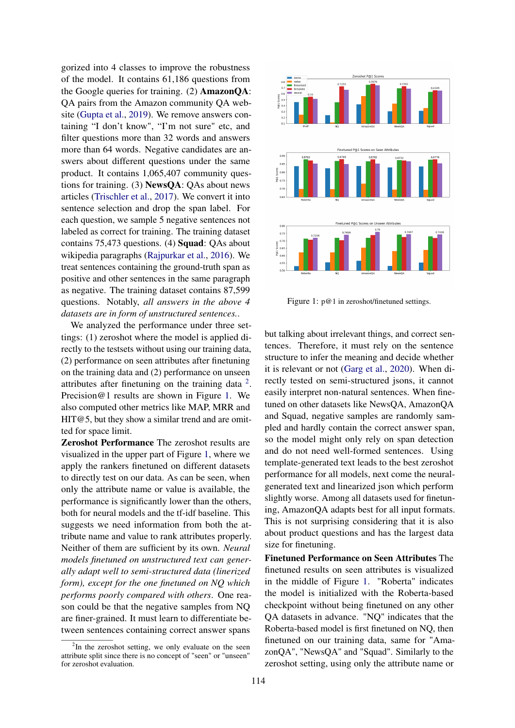gorized into 4 classes to improve the robustness of the model. It contains 61,186 questions from the Google queries for training. (2) **AmazonQA**: QA pairs from the Amazon community QA website (Gupta et al., 2019). We remove answers containing "I don't know", "I'm not sure" etc, and filter questions more than 32 words and answers more than 64 words. Negative candidates are answers about different questions under the same product. It contains 1,065,407 community questions for training. (3) **NewsQA**: QAs about news articles (Trischler et al., 2017). We convert it into sentence selection and drop the span label. For each question, we sample 5 negative sentences not labeled as correct for training. The training dataset contains 75,473 questions. (4) **Squad**: QAs about wikipedia paragraphs (Rajpurkar et al., 2016). We treat sentences containing the ground-truth span as positive and other sentences in the same paragraph as negative. The training dataset contains 87,599 questions. Notably, *all answers in the above 4 datasets are in form of unstructured sentences.*.

We analyzed the performance under three settings: (1) zeroshot where the model is applied directly to the testsets without using our training data, (2) performance on seen attributes after finetuning on the training data and (2) performance on unseen attributes after finetuning on the training data [2]. Precision@1 results are shown in Figure 1. We also computed other metrics like MAP, MRR and HIT@5, but they show a similar trend and are omitted for space limit.

Figure 1: p@1 in zeroshot/finetuned settings.

**Zeroshot Performance** The zeroshot results are visualized in the upper part of Figure 1, where we apply the rankers finetuned on different datasets to directly test on our data. As can be seen, when only the attribute name or value is available, the performance is significantly lower than the others, both for neural models and the tf-idf baseline. This suggests we need information from both the attribute name and value to rank attributes properly. Neither of them are sufficient by its own. *Neural models finetuned on unstructured text can generally adapt well to semi-structured data (linerized form), except for the one finetuned on NQ which performs poorly compared with others*. One reason could be that the negative samples from NQ are finer-grained. It must learn to differentiate between sentences containing correct answer spans but talking about irrelevant things, and correct sentences. Therefore, it must rely on the sentence structure to infer the meaning and decide whether it is relevant or not (Garg et al., 2020). When directly tested on semi-structured jsons, it cannot easily interpret non-natural sentences. When finetuned on other datasets like NewsQA, AmazonQA and Squad, negative samples are randomly sampled and hardly contain the correct answer span, so the model might only rely on span detection and do not need well-formed sentences. Using template-generated text leads to the best zeroshot performance for all models, next come the neural-generated text and linearized json which perform slightly worse. Among all datasets used for finetuning, AmazonQA adapts best for all input formats. This is not surprising considering that it is also about product questions and has the largest data size for finetuning.

**Finetuned Performance on Seen Attributes** The finetuned results on seen attributes is visualized in the middle of Figure 1. "Roberta" indicates the model is initialized with the Roberta-based checkpoint without being finetuned on any other QA datasets in advance. "NQ" indicates that the Roberta-based model is first finetuned on NQ, then finetuned on our training data, same for "AmazonQA", "NewsQA" and "Squad". Similarly to the zeroshot setting, using only the attribute name or

[2] In the zeroshot setting, we only evaluate on the seen attribute split since there is no concept of "seen" or "unseen" for zeroshot evaluation.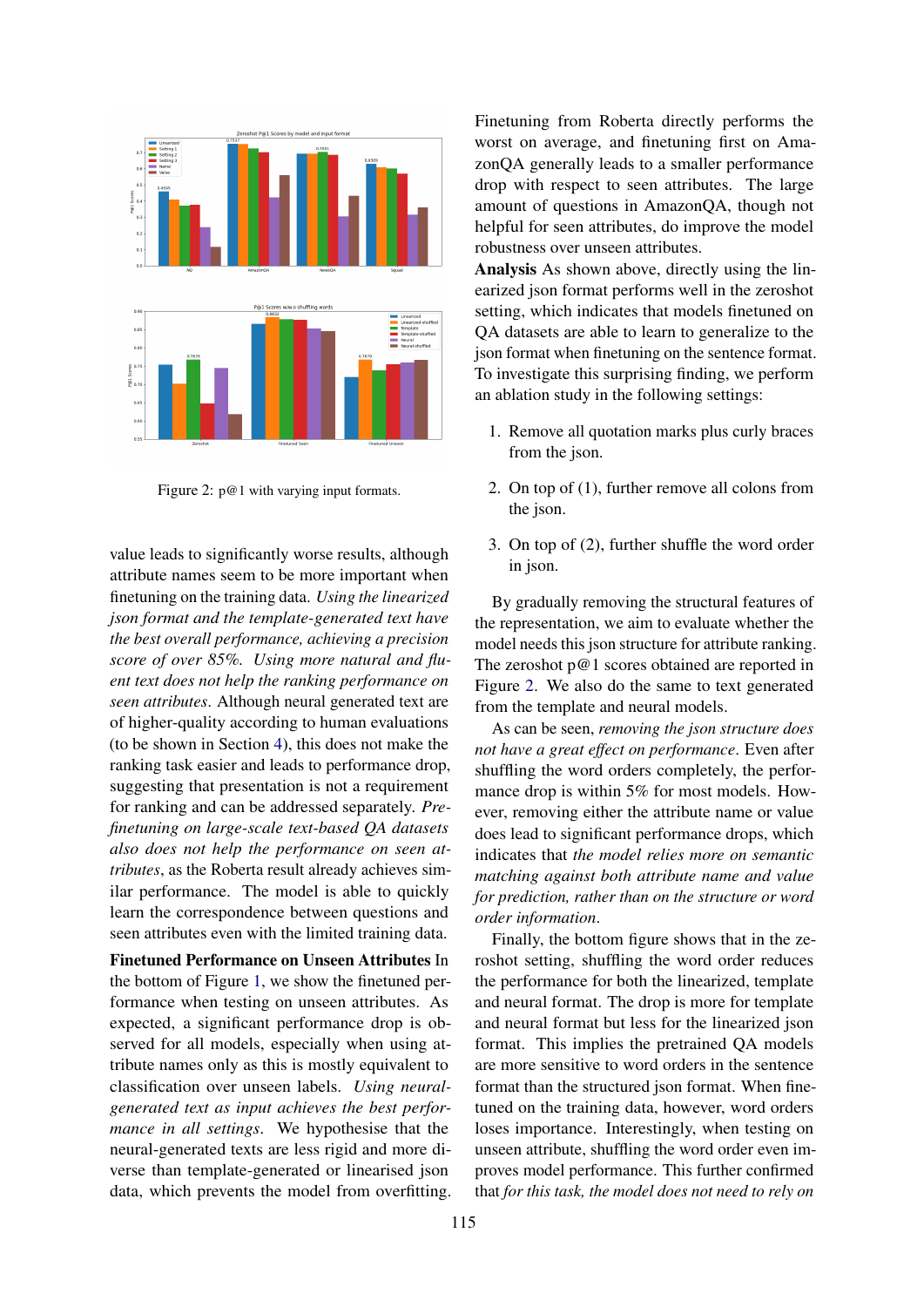Figure 2: p@1 with varying input formats.

value leads to significantly worse results, although attribute names seem to be more important when finetuning on the training data. *Using the linearized json format and the template-generated text have the best overall performance, achieving a precision score of over 85%. Using more natural and fluent text does not help the ranking performance on seen attributes*. Although neural generated text are of higher-quality according to human evaluations (to be shown in Section 4), this does not make the ranking task easier and leads to performance drop, suggesting that presentation is not a requirement for ranking and can be addressed separately. *Pre-finetuning on large-scale text-based QA datasets also does not help the performance on seen attributes*, as the Roberta result already achieves similar performance. The model is able to quickly learn the correspondence between questions and seen attributes even with the limited training data.

**Finetuned Performance on Unseen Attributes** In the bottom of Figure 1, we show the finetuned performance when testing on unseen attributes. As expected, a significant performance drop is observed for all models, especially when using attribute names only as this is mostly equivalent to classification over unseen labels. *Using neural-generated text as input achieves the best performance in all settings*. We hypothesise that the neural-generated texts are less rigid and more diverse than template-generated or linearised json data, which prevents the model from overfitting. Finetuning from Roberta directly performs the worst on average, and finetuning first on AmazonQA generally leads to a smaller performance drop with respect to seen attributes. The large amount of questions in AmazonQA, though not helpful for seen attributes, do improve the model robustness over unseen attributes.

**Analysis** As shown above, directly using the linearized json format performs well in the zeroshot setting, which indicates that models finetuned on QA datasets are able to learn to generalize to the json format when finetuning on the sentence format. To investigate this surprising finding, we perform an ablation study in the following settings:

1. Remove all quotation marks plus curly braces from the json.
2. On top of (1), further remove all colons from the json.
3. On top of (2), further shuffle the word order in json.

By gradually removing the structural features of the representation, we aim to evaluate whether the model needs this json structure for attribute ranking. The zeroshot p@1 scores obtained are reported in Figure 2. We also do the same to text generated from the template and neural models.

As can be seen, *removing the json structure does not have a great effect on performance*. Even after shuffling the word orders completely, the performance drop is within 5% for most models. However, removing either the attribute name or value does lead to significant performance drops, which indicates that *the model relies more on semantic matching against both attribute name and value for prediction, rather than on the structure or word order information*.

Finally, the bottom figure shows that in the zeroshot setting, shuffling the word order reduces the performance for both the linearized, template and neural format. The drop is more for template and neural format but less for the linearized json format. This implies the pretrained QA models are more sensitive to word orders in the sentence format than the structured json format. When finetuned on the training data, however, word orders loses importance. Interestingly, when testing on unseen attribute, shuffling the word order even improves model performance. This further confirmed that *for this task, the model does not need to rely on*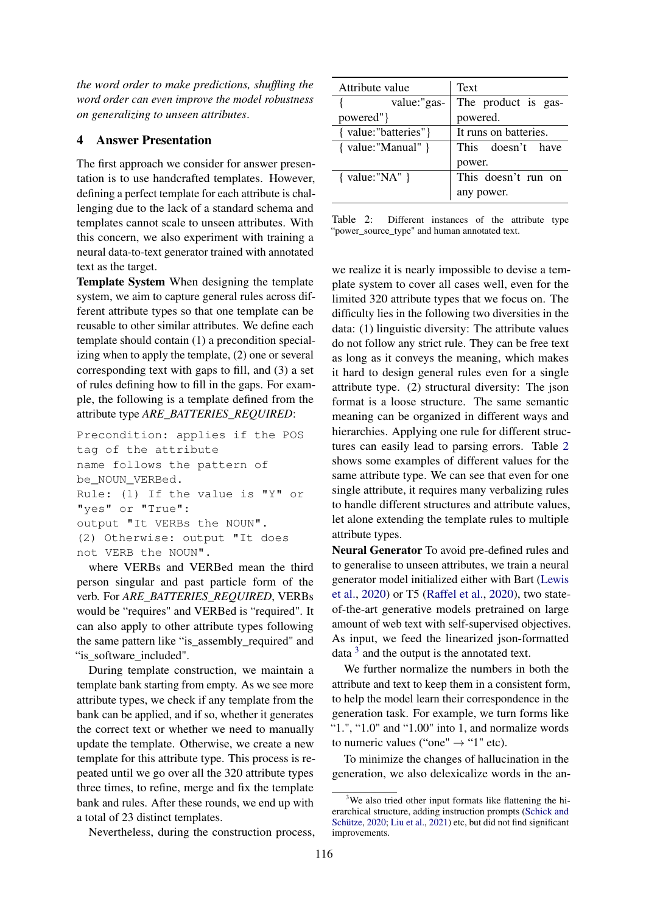*the word order to make predictions, shuffling the word order can even improve the model robustness on generalizing to unseen attributes.*

## 4 Answer Presentation

The first approach we consider for answer presentation is to use handcrafted templates. However, defining a perfect template for each attribute is challenging due to the lack of a standard schema and templates cannot scale to unseen attributes. With this concern, we also experiment with training a neural data-to-text generator trained with annotated text as the target.

**Template System** When designing the template system, we aim to capture general rules across different attribute types so that one template can be reusable to other similar attributes. We define each template should contain (1) a precondition specializing when to apply the template, (2) one or several corresponding text with gaps to fill, and (3) a set of rules defining how to fill in the gaps. For example, the following is a template defined from the attribute type *ARE_BATTERIES_REQUIRED*:

```
Precondition: applies if the POS
tag of the attribute
name follows the pattern of
be_NOUN_VERBed.
Rule: (1) If the value is "Y" or
"yes" or "True":
output "It VERBs the NOUN".
(2) Otherwise: output "It does
not VERB the NOUN".
```

where VERBs and VERBed mean the third person singular and past particle form of the verb. For *ARE_BATTERIES_REQUIRED*, VERBs would be "requires" and VERBed is "required". It can also apply to other attribute types following the same pattern like "is_assembly_required" and "is_software_included".

During template construction, we maintain a template bank starting from empty. As we see more attribute types, we check if any template from the bank can be applied, and if so, whether it generates the correct text or whether we need to manually update the template. Otherwise, we create a new template for this attribute type. This process is repeated until we go over all the 320 attribute types three times, to refine, merge and fix the template bank and rules. After these rounds, we end up with a total of 23 distinct templates.

Nevertheless, during the construction process,

| Attribute value | Text |
|---|---|
| { value:"gas-powered"} | The product is gas-powered. |
| { value:"batteries"} | It runs on batteries. |
| { value:"Manual" } | This doesn't have power. |
| { value:"NA" } | This doesn't run on any power. |

Table 2: Different instances of the attribute type "power_source_type" and human annotated text.

we realize it is nearly impossible to devise a template system to cover all cases well, even for the limited 320 attribute types that we focus on. The difficulty lies in the following two diversities in the data: (1) linguistic diversity: The attribute values do not follow any strict rule. They can be free text as long as it conveys the meaning, which makes it hard to design general rules even for a single attribute type. (2) structural diversity: The json format is a loose structure. The same semantic meaning can be organized in different ways and hierarchies. Applying one rule for different structures can easily lead to parsing errors. Table 2 shows some examples of different values for the same attribute type. We can see that even for one single attribute, it requires many verbalizing rules to handle different structures and attribute values, let alone extending the template rules to multiple attribute types.

**Neural Generator** To avoid pre-defined rules and to generalise to unseen attributes, we train a neural generator model initialized either with Bart (Lewis et al., 2020) or T5 (Raffel et al., 2020), two state-of-the-art generative models pretrained on large amount of web text with self-supervised objectives. As input, we feed the linearized json-formatted data [3] and the output is the annotated text.

We further normalize the numbers in both the attribute and text to keep them in a consistent form, to help the model learn their correspondence in the generation task. For example, we turn forms like "1.", "1.0" and "1.00" into 1, and normalize words to numeric values ("one" → "1" etc).

To minimize the changes of hallucination in the generation, we also delexicalize words in the an-

[3] We also tried other input formats like flattening the hierarchical structure, adding instruction prompts (Schick and Schütze, 2020; Liu et al., 2021) etc, but did not find significant improvements.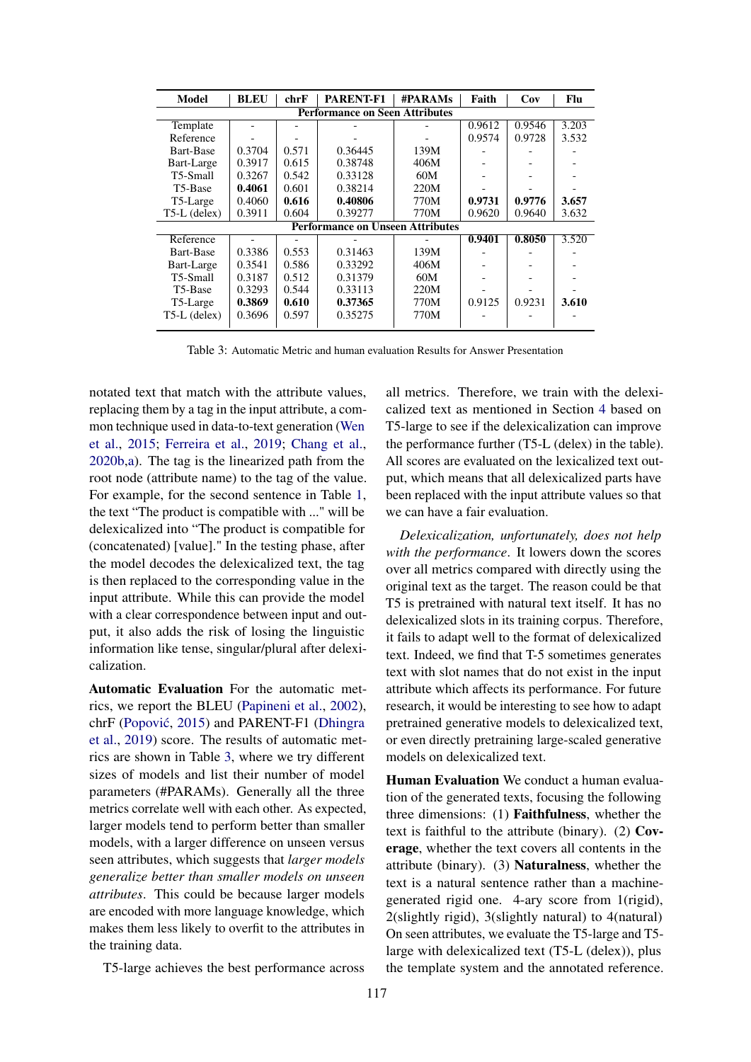| Model | BLEU | chrF | PARENT-F1 | #PARAMs | Faith | Cov | Flu |
|---|---|---|---|---|---|---|---|
| **Performance on Seen Attributes** | | | | | | | |
| Template | - | - | - | - | 0.9612 | 0.9546 | 3.203 |
| Reference | - | - | - | - | 0.9574 | 0.9728 | 3.532 |
| Bart-Base | 0.3704 | 0.571 | 0.36445 | 139M | - | - | - |
| Bart-Large | 0.3917 | 0.615 | 0.38748 | 406M | - | - | - |
| T5-Small | 0.3267 | 0.542 | 0.33128 | 60M | - | - | - |
| T5-Base | **0.4061** | 0.601 | 0.38214 | 220M | - | - | - |
| T5-Large | 0.4060 | **0.616** | **0.40806** | 770M | **0.9731** | **0.9776** | **3.657** |
| T5-L (delex) | 0.3911 | 0.604 | 0.39277 | 770M | 0.9620 | 0.9640 | 3.632 |
| **Performance on Unseen Attributes** | | | | | | | |
| Reference | - | - | - | - | **0.9401** | **0.8050** | 3.520 |
| Bart-Base | 0.3386 | 0.553 | 0.31463 | 139M | - | - | - |
| Bart-Large | 0.3541 | 0.586 | 0.33292 | 406M | - | - | - |
| T5-Small | 0.3187 | 0.512 | 0.31379 | 60M | - | - | - |
| T5-Base | 0.3293 | 0.544 | 0.33113 | 220M | - | - | - |
| T5-Large | **0.3869** | **0.610** | **0.37365** | 770M | 0.9125 | 0.9231 | **3.610** |
| T5-L (delex) | 0.3696 | 0.597 | 0.35275 | 770M | - | - | - |

Table 3: Automatic Metric and human evaluation Results for Answer Presentation

notated text that match with the attribute values, replacing them by a tag in the input attribute, a common technique used in data-to-text generation (Wen et al., 2015; Ferreira et al., 2019; Chang et al., 2020b,a). The tag is the linearized path from the root node (attribute name) to the tag of the value. For example, for the second sentence in Table 1, the text "The product is compatible with ..." will be delexicalized into "The product is compatible for (concatenated) [value]." In the testing phase, after the model decodes the delexicalized text, the tag is then replaced to the corresponding value in the input attribute. While this can provide the model with a clear correspondence between input and output, it also adds the risk of losing the linguistic information like tense, singular/plural after delexicalization.

**Automatic Evaluation** For the automatic metrics, we report the BLEU (Papineni et al., 2002), chrF (Popović, 2015) and PARENT-F1 (Dhingra et al., 2019) score. The results of automatic metrics are shown in Table 3, where we try different sizes of models and list their number of model parameters (#PARAMs). Generally all the three metrics correlate well with each other. As expected, larger models tend to perform better than smaller models, with a larger difference on unseen versus seen attributes, which suggests that *larger models generalize better than smaller models on unseen attributes*. This could be because larger models are encoded with more language knowledge, which makes them less likely to overfit to the attributes in the training data.

T5-large achieves the best performance across all metrics. Therefore, we train with the delexicalized text as mentioned in Section 4 based on T5-large to see if the delexicalization can improve the performance further (T5-L (delex) in the table). All scores are evaluated on the lexicalized text output, which means that all delexicalized parts have been replaced with the input attribute values so that we can have a fair evaluation.

*Delexicalization, unfortunately, does not help with the performance*. It lowers down the scores over all metrics compared with directly using the original text as the target. The reason could be that T5 is pretrained with natural text itself. It has no delexicalized slots in its training corpus. Therefore, it fails to adapt well to the format of delexicalized text. Indeed, we find that T-5 sometimes generates text with slot names that do not exist in the input attribute which affects its performance. For future research, it would be interesting to see how to adapt pretrained generative models to delexicalized text, or even directly pretraining large-scaled generative models on delexicalized text.

**Human Evaluation** We conduct a human evaluation of the generated texts, focusing the following three dimensions: (1) **Faithfulness**, whether the text is faithful to the attribute (binary). (2) **Coverage**, whether the text covers all contents in the attribute (binary). (3) **Naturalness**, whether the text is a natural sentence rather than a machine-generated rigid one. 4-ary score from 1(rigid), 2(slightly rigid), 3(slightly natural) to 4(natural) On seen attributes, we evaluate the T5-large and T5-large with delexicalized text (T5-L (delex)), plus the template system and the annotated reference.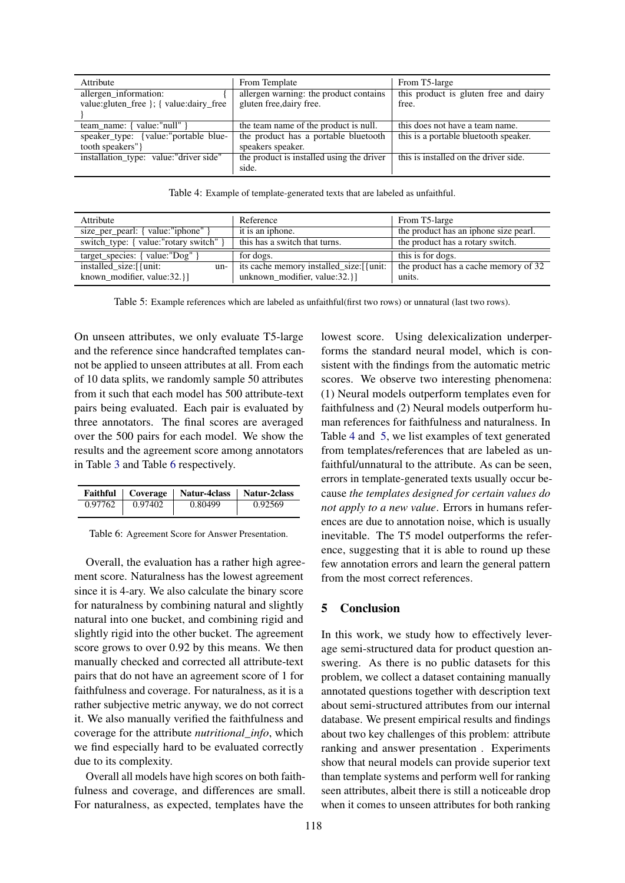| Attribute | From Template | From T5-large |
|---|---|---|
| allergen_information: { value:gluten_free }; { value:dairy_free } | allergen warning: the product contains gluten free,dairy free. | this product is gluten free and dairy free. |
| team_name: { value:"null" } | the team name of the product is null. | this does not have a team name. |
| speaker_type: {value:"portable bluetooth speakers"} | the product has a portable bluetooth speakers speaker. | this is a portable bluetooth speaker. |
| installation_type: value:"driver side" | the product is installed using the driver side. | this is installed on the driver side. |

Table 4: Example of template-generated texts that are labeled as unfaithful.

| Attribute | Reference | From T5-large |
|---|---|---|
| size_per_pearl: { value:"iphone" } | it is an iphone. | the product has an iphone size pearl. |
| switch_type: { value:"rotary switch" } | this has a switch that turns. | the product has a rotary switch. |
| target_species: { value:"Dog" } | for dogs. | this is for dogs. |
| installed_size:[{unit: unknown_modifier, value:32.}] | its cache memory installed_size:[{unit: unknown_modifier, value:32.}] | the product has a cache memory of 32 units. |

Table 5: Example references which are labeled as unfaithful(first two rows) or unnatural (last two rows).

On unseen attributes, we only evaluate T5-large and the reference since handcrafted templates cannot be applied to unseen attributes at all. From each of 10 data splits, we randomly sample 50 attributes from it such that each model has 500 attribute-text pairs being evaluated. Each pair is evaluated by three annotators. The final scores are averaged over the 500 pairs for each model. We show the results and the agreement score among annotators in Table 3 and Table 6 respectively.

| Faithful | Coverage | Natur-4class | Natur-2class |
|---|---|---|---|
| 0.97762 | 0.97402 | 0.80499 | 0.92569 |

Table 6: Agreement Score for Answer Presentation.

Overall, the evaluation has a rather high agreement score. Naturalness has the lowest agreement since it is 4-ary. We also calculate the binary score for naturalness by combining natural and slightly natural into one bucket, and combining rigid and slightly rigid into the other bucket. The agreement score grows to over 0.92 by this means. We then manually checked and corrected all attribute-text pairs that do not have an agreement score of 1 for faithfulness and coverage. For naturalness, as it is a rather subjective metric anyway, we do not correct it. We also manually verified the faithfulness and coverage for the attribute *nutritional_info*, which we find especially hard to be evaluated correctly due to its complexity.

Overall all models have high scores on both faithfulness and coverage, and differences are small. For naturalness, as expected, templates have the lowest score. Using delexicalization underperforms the standard neural model, which is consistent with the findings from the automatic metric scores. We observe two interesting phenomena: (1) Neural models outperform templates even for faithfulness and (2) Neural models outperform human references for faithfulness and naturalness. In Table 4 and 5, we list examples of text generated from templates/references that are labeled as unfaithful/unnatural to the attribute. As can be seen, errors in template-generated texts usually occur because *the templates designed for certain values do not apply to a new value*. Errors in humans references are due to annotation noise, which is usually inevitable. The T5 model outperforms the reference, suggesting that it is able to round up these few annotation errors and learn the general pattern from the most correct references.

## 5 Conclusion

In this work, we study how to effectively leverage semi-structured data for product question answering. As there is no public datasets for this problem, we collect a dataset containing manually annotated questions together with description text about semi-structured attributes from our internal database. We present empirical results and findings about two key challenges of this problem: attribute ranking and answer presentation . Experiments show that neural models can provide superior text than template systems and perform well for ranking seen attributes, albeit there is still a noticeable drop when it comes to unseen attributes for both ranking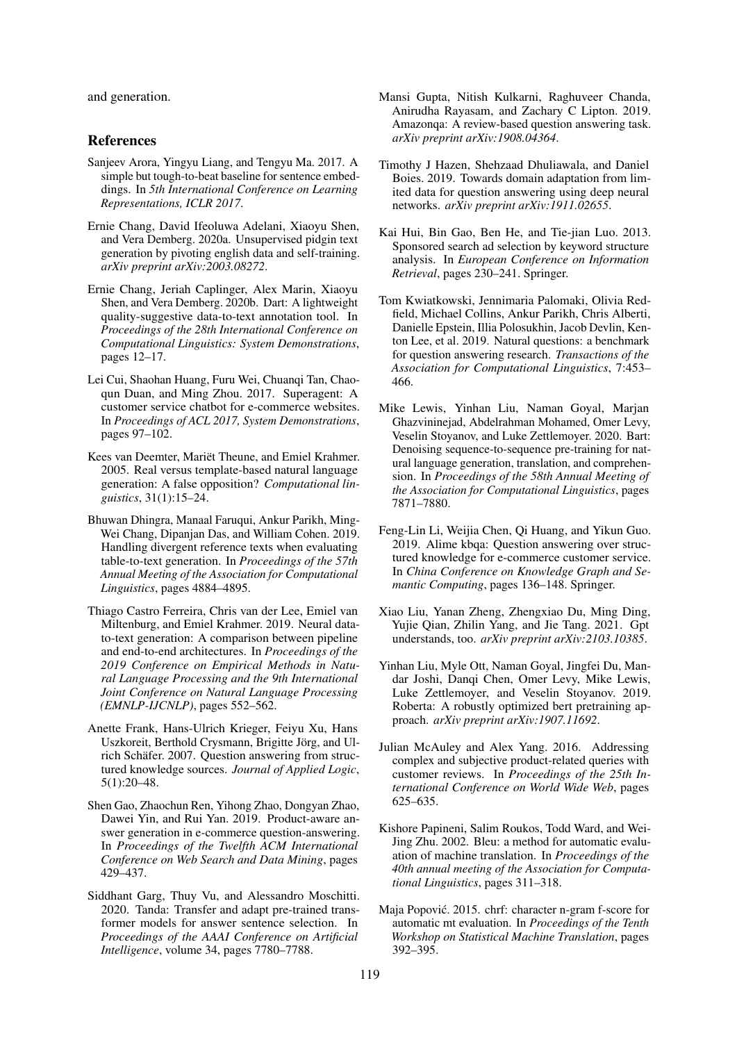and generation.

## References

Sanjeev Arora, Yingyu Liang, and Tengyu Ma. 2017. A simple but tough-to-beat baseline for sentence embeddings. In *5th International Conference on Learning Representations, ICLR 2017*.

Ernie Chang, David Ifeoluwa Adelani, Xiaoyu Shen, and Vera Demberg. 2020a. Unsupervised pidgin text generation by pivoting english data and self-training. *arXiv preprint arXiv:2003.08272*.

Ernie Chang, Jeriah Caplinger, Alex Marin, Xiaoyu Shen, and Vera Demberg. 2020b. Dart: A lightweight quality-suggestive data-to-text annotation tool. In *Proceedings of the 28th International Conference on Computational Linguistics: System Demonstrations*, pages 12–17.

Lei Cui, Shaohan Huang, Furu Wei, Chuanqi Tan, Chaoqun Duan, and Ming Zhou. 2017. Superagent: A customer service chatbot for e-commerce websites. In *Proceedings of ACL 2017, System Demonstrations*, pages 97–102.

Kees van Deemter, Mariët Theune, and Emiel Krahmer. 2005. Real versus template-based natural language generation: A false opposition? *Computational linguistics*, 31(1):15–24.

Bhuwan Dhingra, Manaal Faruqui, Ankur Parikh, Ming-Wei Chang, Dipanjan Das, and William Cohen. 2019. Handling divergent reference texts when evaluating table-to-text generation. In *Proceedings of the 57th Annual Meeting of the Association for Computational Linguistics*, pages 4884–4895.

Thiago Castro Ferreira, Chris van der Lee, Emiel van Miltenburg, and Emiel Krahmer. 2019. Neural data-to-text generation: A comparison between pipeline and end-to-end architectures. In *Proceedings of the 2019 Conference on Empirical Methods in Natural Language Processing and the 9th International Joint Conference on Natural Language Processing (EMNLP-IJCNLP)*, pages 552–562.

Anette Frank, Hans-Ulrich Krieger, Feiyu Xu, Hans Uszkoreit, Berthold Crysmann, Brigitte Jörg, and Ulrich Schäfer. 2007. Question answering from structured knowledge sources. *Journal of Applied Logic*, 5(1):20–48.

Shen Gao, Zhaochun Ren, Yihong Zhao, Dongyan Zhao, Dawei Yin, and Rui Yan. 2019. Product-aware answer generation in e-commerce question-answering. In *Proceedings of the Twelfth ACM International Conference on Web Search and Data Mining*, pages 429–437.

Siddhant Garg, Thuy Vu, and Alessandro Moschitti. 2020. Tanda: Transfer and adapt pre-trained transformer models for answer sentence selection. In *Proceedings of the AAAI Conference on Artificial Intelligence*, volume 34, pages 7780–7788.

Mansi Gupta, Nitish Kulkarni, Raghuveer Chanda, Anirudha Rayasam, and Zachary C Lipton. 2019. Amazonqa: A review-based question answering task. *arXiv preprint arXiv:1908.04364*.

Timothy J Hazen, Shehzaad Dhuliawala, and Daniel Boies. 2019. Towards domain adaptation from limited data for question answering using deep neural networks. *arXiv preprint arXiv:1911.02655*.

Kai Hui, Bin Gao, Ben He, and Tie-jian Luo. 2013. Sponsored search ad selection by keyword structure analysis. In *European Conference on Information Retrieval*, pages 230–241. Springer.

Tom Kwiatkowski, Jennimaria Palomaki, Olivia Redfield, Michael Collins, Ankur Parikh, Chris Alberti, Danielle Epstein, Illia Polosukhin, Jacob Devlin, Kenton Lee, et al. 2019. Natural questions: a benchmark for question answering research. *Transactions of the Association for Computational Linguistics*, 7:453–466.

Mike Lewis, Yinhan Liu, Naman Goyal, Marjan Ghazvininejad, Abdelrahman Mohamed, Omer Levy, Veselin Stoyanov, and Luke Zettlemoyer. 2020. Bart: Denoising sequence-to-sequence pre-training for natural language generation, translation, and comprehension. In *Proceedings of the 58th Annual Meeting of the Association for Computational Linguistics*, pages 7871–7880.

Feng-Lin Li, Weijia Chen, Qi Huang, and Yikun Guo. 2019. Alime kbqa: Question answering over structured knowledge for e-commerce customer service. In *China Conference on Knowledge Graph and Semantic Computing*, pages 136–148. Springer.

Xiao Liu, Yanan Zheng, Zhengxiao Du, Ming Ding, Yujie Qian, Zhilin Yang, and Jie Tang. 2021. Gpt understands, too. *arXiv preprint arXiv:2103.10385*.

Yinhan Liu, Myle Ott, Naman Goyal, Jingfei Du, Mandar Joshi, Danqi Chen, Omer Levy, Mike Lewis, Luke Zettlemoyer, and Veselin Stoyanov. 2019. Roberta: A robustly optimized bert pretraining approach. *arXiv preprint arXiv:1907.11692*.

Julian McAuley and Alex Yang. 2016. Addressing complex and subjective product-related queries with customer reviews. In *Proceedings of the 25th International Conference on World Wide Web*, pages 625–635.

Kishore Papineni, Salim Roukos, Todd Ward, and Wei-Jing Zhu. 2002. Bleu: a method for automatic evaluation of machine translation. In *Proceedings of the 40th annual meeting of the Association for Computational Linguistics*, pages 311–318.

Maja Popović. 2015. chrf: character n-gram f-score for automatic mt evaluation. In *Proceedings of the Tenth Workshop on Statistical Machine Translation*, pages 392–395.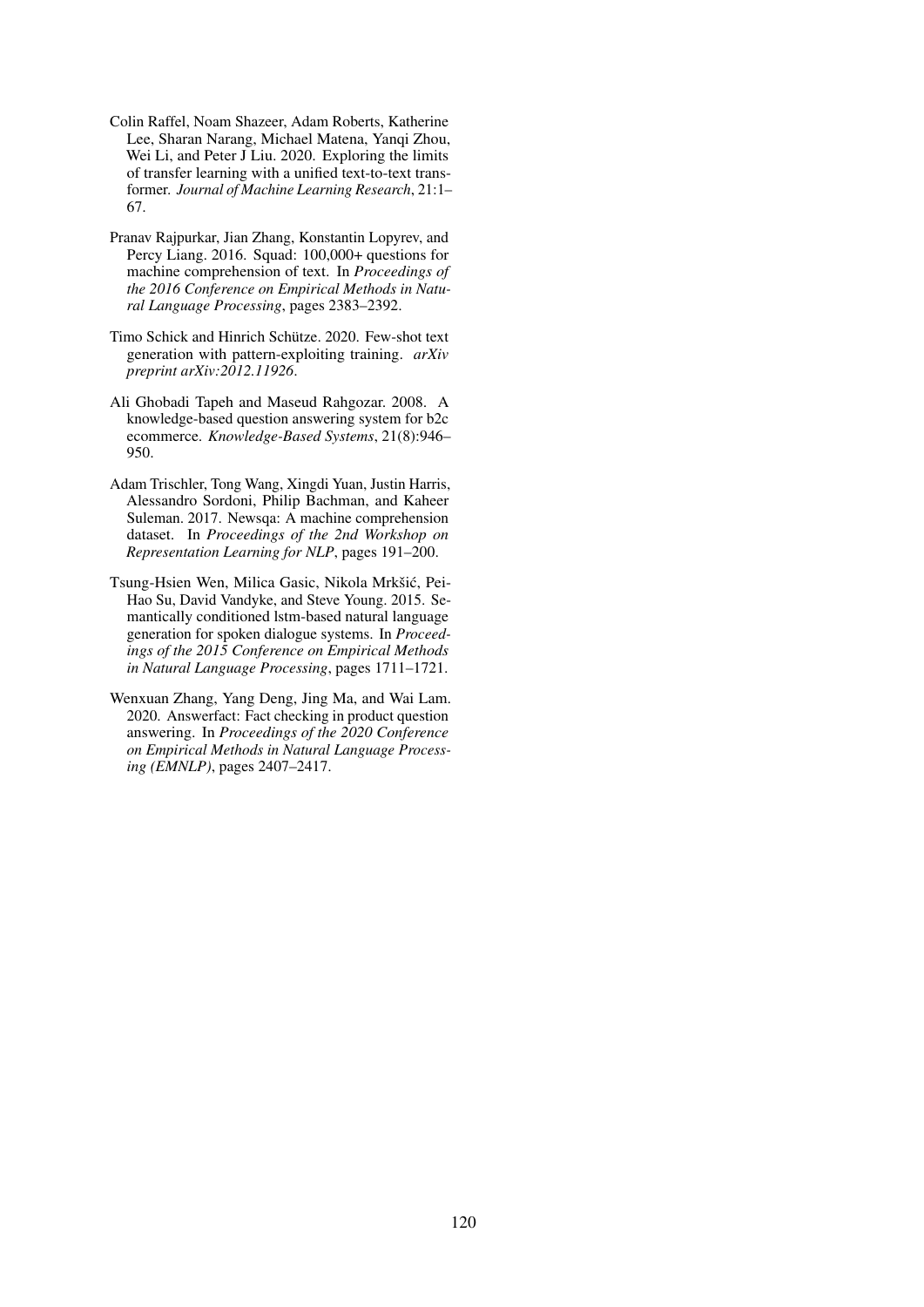Colin Raffel, Noam Shazeer, Adam Roberts, Katherine Lee, Sharan Narang, Michael Matena, Yanqi Zhou, Wei Li, and Peter J Liu. 2020. Exploring the limits of transfer learning with a unified text-to-text transformer. *Journal of Machine Learning Research*, 21:1–67.

Pranav Rajpurkar, Jian Zhang, Konstantin Lopyrev, and Percy Liang. 2016. Squad: 100,000+ questions for machine comprehension of text. In *Proceedings of the 2016 Conference on Empirical Methods in Natural Language Processing*, pages 2383–2392.

Timo Schick and Hinrich Schütze. 2020. Few-shot text generation with pattern-exploiting training. *arXiv preprint arXiv:2012.11926*.

Ali Ghobadi Tapeh and Maseud Rahgozar. 2008. A knowledge-based question answering system for b2c ecommerce. *Knowledge-Based Systems*, 21(8):946–950.

Adam Trischler, Tong Wang, Xingdi Yuan, Justin Harris, Alessandro Sordoni, Philip Bachman, and Kaheer Suleman. 2017. Newsqa: A machine comprehension dataset. In *Proceedings of the 2nd Workshop on Representation Learning for NLP*, pages 191–200.

Tsung-Hsien Wen, Milica Gasic, Nikola Mrkšić, Pei-Hao Su, David Vandyke, and Steve Young. 2015. Semantically conditioned lstm-based natural language generation for spoken dialogue systems. In *Proceedings of the 2015 Conference on Empirical Methods in Natural Language Processing*, pages 1711–1721.

Wenxuan Zhang, Yang Deng, Jing Ma, and Wai Lam. 2020. Answerfact: Fact checking in product question answering. In *Proceedings of the 2020 Conference on Empirical Methods in Natural Language Processing (EMNLP)*, pages 2407–2417.